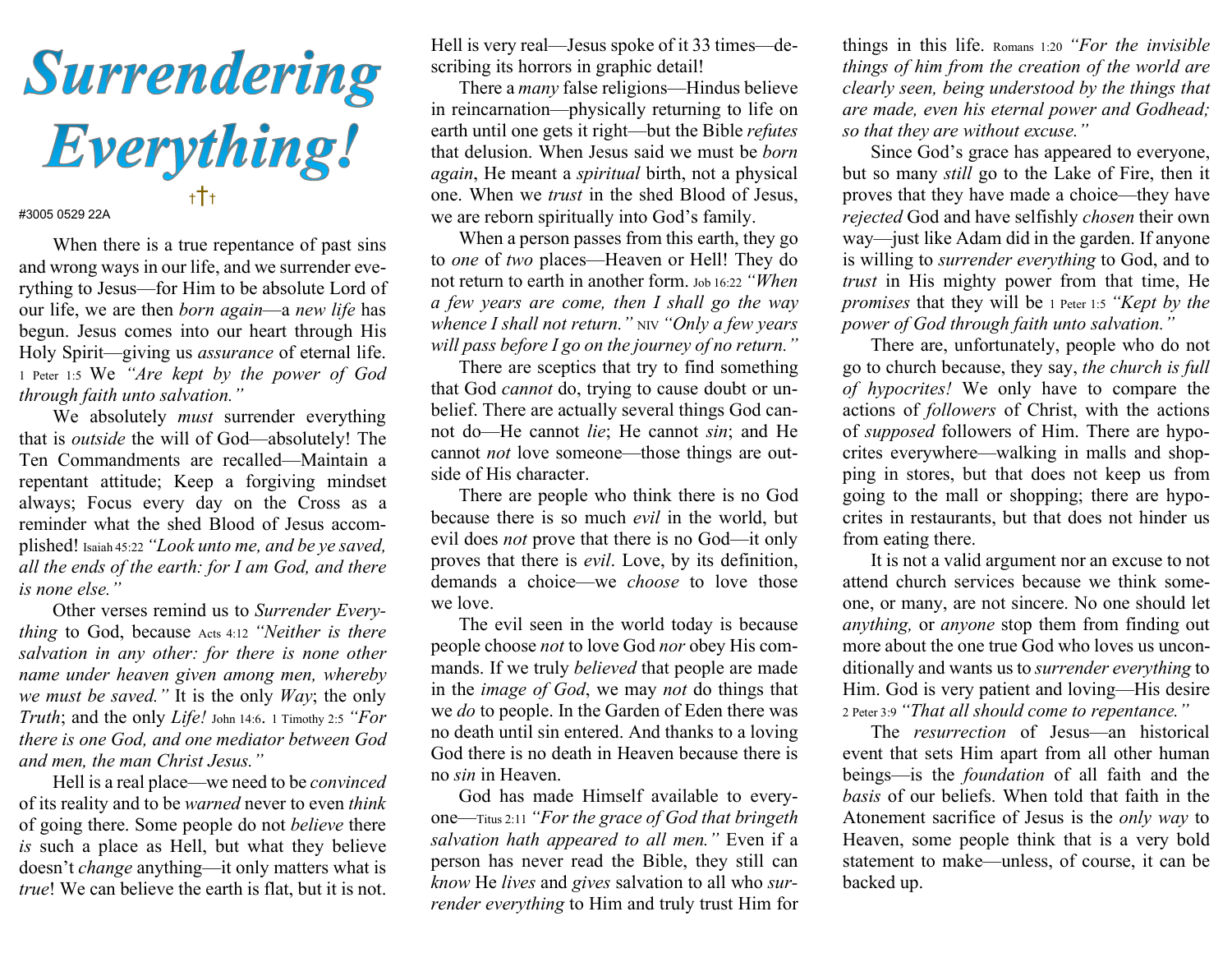# Surrendering Everything!

†✝†

#3005 0529 22A

When there is a true repentance of past sins and wrong ways in our life, and we surrender everything to Jesus—for Him to be absolute Lord of our life, we are then *born again*—a *new life* has begun. Jesus comes into our heart through His Holy Spirit—giving us *assurance* of eternal life. 1 Peter 1:5 We *"Are kept by the power of God through faith unto salvation."*

We absolutely *must* surrender everything that is *outside* the will of God—absolutely! The Ten Commandments are recalled—Maintain a repentant attitude; Keep a forgiving mindset always; Focus every day on the Cross as a reminder what the shed Blood of Jesus accomplished! Isaiah 45:22 *"Look unto me, and be ye saved, all the ends of the earth: for I am God, and there is none else."*

Other verses remind us to *Surrender Everything* to God, because Acts 4:12 *"Neither is there salvation in any other: for there is none other name under heaven given among men, whereby we must be saved."* It is the only *Way*; the only *Truth*; and the only *Life!* John 14:6. 1 Timothy 2:5 *"For there is one God, and one mediator between God and men, the man Christ Jesus."*

Hell is a real place—we need to be *convinced* of its reality and to be *warned* never to even *think* of going there. Some people do not *believe* there *is* such a place as Hell, but what they believe doesn't *change* anything—it only matters what is *true*! We can believe the earth is flat, but it is not. Hell is very real—Jesus spoke of it 33 times—describing its horrors in graphic detail!

There a *many* false religions—Hindus believe in reincarnation—physically returning to life on earth until one gets it right—but the Bible *refutes* that delusion. When Jesus said we must be *born again*, He meant a *spiritual* birth, not a physical one. When we *trust* in the shed Blood of Jesus, we are reborn spiritually into God's family.

When a person passes from this earth, they go to *one* of *two* places—Heaven or Hell! They do not return to earth in another form. Job 16:22 *"When a few years are come, then I shall go the way whence I shall not return."* NIV *"Only a few years will pass before I go on the journey of no return."*

There are sceptics that try to find something that God *cannot* do, trying to cause doubt or unbelief. There are actually several things God cannot do—He cannot *lie*; He cannot *sin*; and He cannot *not* love someone—those things are outside of His character.

There are people who think there is no God because there is so much *evil* in the world, but evil does *not* prove that there is no God—it only proves that there is *evil*. Love, by its definition, demands a choice—we *choose* to love those we love.

The evil seen in the world today is because people choose *not* to love God *nor* obey His commands. If we truly *believed* that people are made in the *image of God*, we may *not* do things that we *do* to people. In the Garden of Eden there was no death until sin entered. And thanks to a loving God there is no death in Heaven because there is no *sin* in Heaven.

God has made Himself available to everyone—Titus 2:11 *"For the grace of God that bringeth salvation hath appeared to all men."* Even if a person has never read the Bible, they still can *know* He *lives* and *gives* salvation to all who *surrender everything* to Him and truly trust Him for things in this life. Romans 1:20 *"For the invisible things of him from the creation of the world are clearly seen, being understood by the things that are made, even his eternal power and Godhead; so that they are without excuse."*

Since God's grace has appeared to everyone, but so many *still* go to the Lake of Fire, then it proves that they have made a choice—they have *rejected* God and have selfishly *chosen* their own way—just like Adam did in the garden. If anyone is willing to *surrender everything* to God, and to *trust* in His mighty power from that time, He *promises* that they will be 1 Peter 1:5 *"Kept by the power of God through faith unto salvation."*

There are, unfortunately, people who do not go to church because, they say, *the church is full of hypocrites!* We only have to compare the actions of *followers* of Christ, with the actions of *supposed* followers of Him. There are hypocrites everywhere—walking in malls and shopping in stores, but that does not keep us from going to the mall or shopping; there are hypocrites in restaurants, but that does not hinder us from eating there.

It is not a valid argument nor an excuse to not attend church services because we think someone, or many, are not sincere. No one should let *anything,* or *anyone* stop them from finding out more about the one true God who loves us unconditionally and wants us to *surrender everything* to Him. God is very patient and loving—His desire 2 Peter 3:9 *"That all should come to repentance."*

The *resurrection* of Jesus—an historical event that sets Him apart from all other human beings—is the *foundation* of all faith and the *basis* of our beliefs. When told that faith in the Atonement sacrifice of Jesus is the *only way* to Heaven, some people think that is a very bold statement to make—unless, of course, it can be backed up.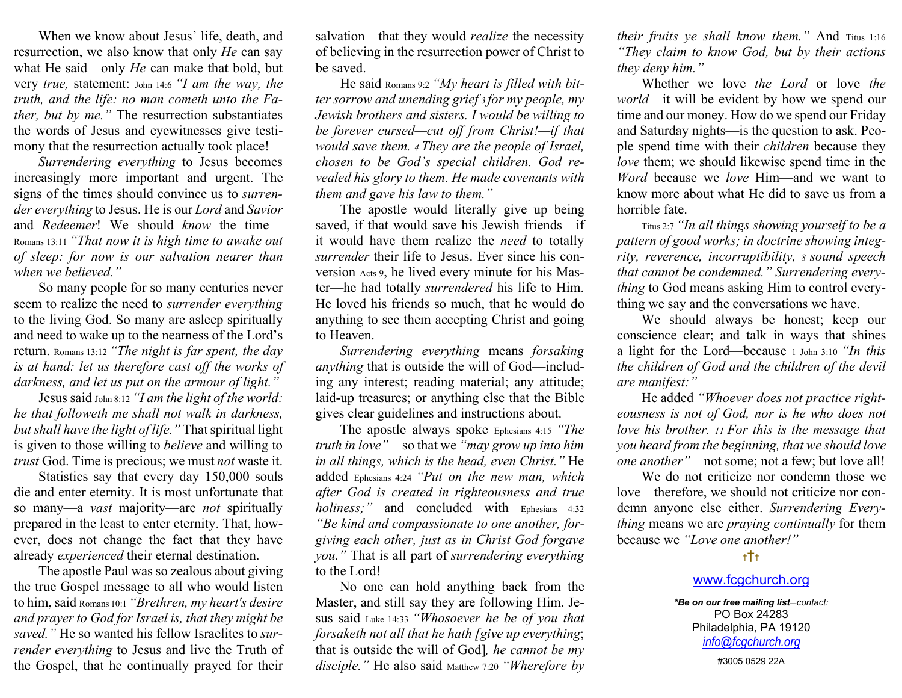When we know about Jesus' life, death, and resurrection, we also know that only *He* can say what He said—only *He* can make that bold, but very *true,* statement: John 14:6 *"I am the way, the truth, and the life: no man cometh unto the Father, but by me."* The resurrection substantiates the words of Jesus and eyewitnesses give testimony that the resurrection actually took place!

*Surrendering everything* to Jesus becomes increasingly more important and urgent. The signs of the times should convince us to *surrender everything* to Jesus. He is our *Lord* and *Savior* and *Redeemer*! We should *know* the time—Romans 13:11 *"That now it is high time to awake out of sleep: for now is our salvation nearer than when we believed."*

So many people for so many centuries never seem to realize the need to *surrender everything* to the living God. So many are asleep spiritually and need to wake up to the nearness of the Lord's return. Romans 13:12 *"The night is far spent, the day is at hand: let us therefore cast off the works of darkness, and let us put on the armour of light."*

Jesus said John 8:12 *"I am the light of the world: he that followeth me shall not walk in darkness, but shall have the light of life."* That spiritual light is given to those willing to *believe* and willing to *trust* God. Time is precious; we must *not* waste it.

Statistics say that every day 150,000 souls die and enter eternity. It is most unfortunate that so many—a *vast* majority—are *not* spiritually prepared in the least to enter eternity. That, however, does not change the fact that they have already *experienced* their eternal destination.

The apostle Paul was so zealous about giving the true Gospel message to all who would listen to him, said Romans 10:1 *"Brethren, my heart's desire and prayer to God for Israel is, that they might be saved."* He so wanted his fellow Israelites to *surrender everything* to Jesus and live the Truth of the Gospel, that he continually prayed for their salvation—that they would *realize* the necessity of believing in the resurrection power of Christ to be saved.

He said Romans 9:2 *"My heart is filled with bitter sorrow and unending grief 3 for my people, my Jewish brothers and sisters. I would be willing to be forever cursed—cut off from Christ!—if that would save them. 4 They are the people of Israel, chosen to be God's special children. God revealed his glory to them. He made covenants with them and gave his law to them."*

The apostle would literally give up being saved, if that would save his Jewish friends—if it would have them realize the *need* to totally *surrender* their life to Jesus. Ever since his conversion Acts 9, he lived every minute for his Master—he had totally *surrendered* his life to Him. He loved his friends so much, that he would do anything to see them accepting Christ and going to Heaven.

*Surrendering everything* means *forsaking anything* that is outside the will of God—including any interest; reading material; any attitude; laid-up treasures; or anything else that the Bible gives clear guidelines and instructions about.

The apostle always spoke Ephesians 4:15 *"The truth in love"*—so that we *"may grow up into him in all things, which is the head, even Christ."* He added Ephesians 4:24 *"Put on the new man, which after God is created in righteousness and true holiness;"* and concluded with Ephesians 4:32 *"Be kind and compassionate to one another, forgiving each other, just as in Christ God forgave you."* That is all part of *surrendering everything* to the Lord!

No one can hold anything back from the Master, and still say they are following Him. Jesus said Luke 14:33 *"Whosoever he be of you that forsaketh not all that he hath [give up everything*; that is outside the will of God]*, he cannot be my disciple."* He also said Matthew 7:20 *"Wherefore by their fruits ye shall know them."* And Titus 1:16 *"They claim to know God, but by their actions they deny him."*

Whether we love *the Lord* or love *the world*—it will be evident by how we spend our time and our money. How do we spend our Friday and Saturday nights—is the question to ask. People spend time with their *children* because they *love* them; we should likewise spend time in the *Word* because we *love* Him—and we want to know more about what He did to save us from a horrible fate.

Titus 2:7 *"In all things showing yourself to be a pattern of good works; in doctrine showing integrity, reverence, incorruptibility, 8 sound speech that cannot be condemned." Surrendering everything* to God means asking Him to control everything we say and the conversations we have.

We should always be honest; keep our conscience clear; and talk in ways that shines a light for the Lord—because 1 John 3:10 *"In this the children of God and the children of the devil are manifest:"*

He added *"Whoever does not practice righteousness is not of God, nor is he who does not love his brother. 11 For this is the message that you heard from the beginning, that we should love one another"*—not some; not a few; but love all!

We do not criticize nor condemn those we love—therefore, we should not criticize nor condemn anyone else either. *Surrendering Everything* means we are *praying continually* for them because we *"Love one another!"*

†✝†

www.fcgchurch.org

***Be on our free mailing list**—contact:*
PO Box 24283
Philadelphia, PA 19120
*info@fcgchurch.org*

#3005 0529 22A